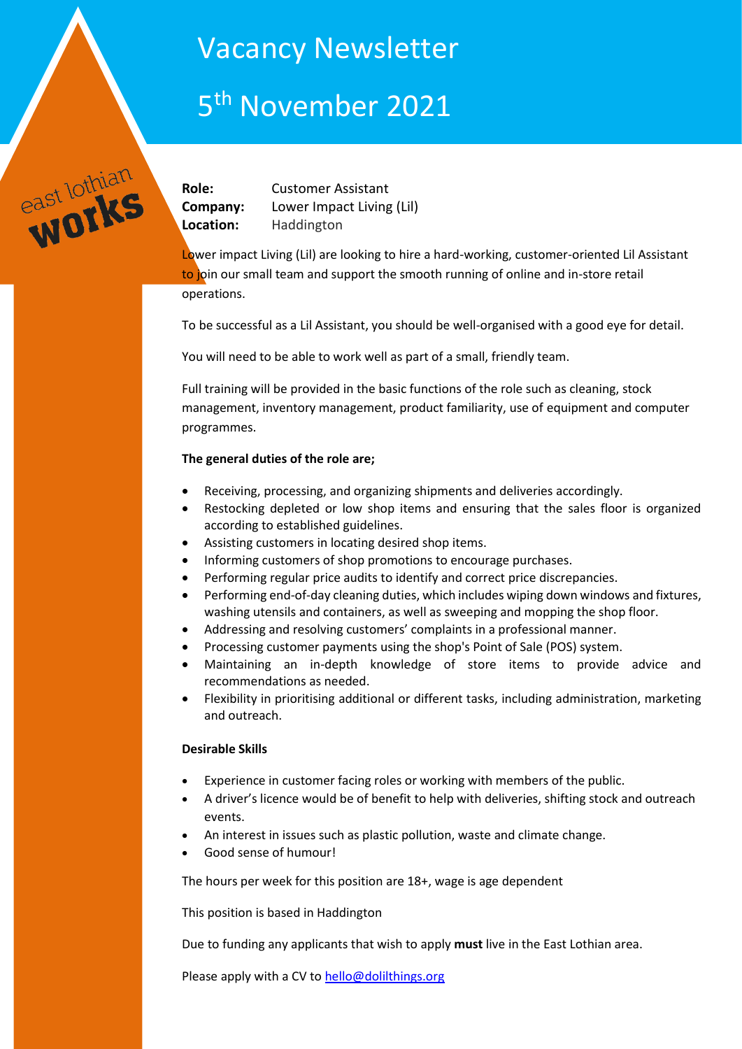# Vacancy Newsletter

# 5th November 2021

**Role:** Customer Assistant
**Company:** Lower Impact Living (Lil)
**Location:** Haddington

Lower impact Living (Lil) are looking to hire a hard-working, customer-oriented Lil Assistant to join our small team and support the smooth running of online and in-store retail operations.

To be successful as a Lil Assistant, you should be well-organised with a good eye for detail.

You will need to be able to work well as part of a small, friendly team.

Full training will be provided in the basic functions of the role such as cleaning, stock management, inventory management, product familiarity, use of equipment and computer programmes.

**The general duties of the role are;**

- Receiving, processing, and organizing shipments and deliveries accordingly.
- Restocking depleted or low shop items and ensuring that the sales floor is organized according to established guidelines.
- Assisting customers in locating desired shop items.
- Informing customers of shop promotions to encourage purchases.
- Performing regular price audits to identify and correct price discrepancies.
- Performing end-of-day cleaning duties, which includes wiping down windows and fixtures, washing utensils and containers, as well as sweeping and mopping the shop floor.
- Addressing and resolving customers' complaints in a professional manner.
- Processing customer payments using the shop's Point of Sale (POS) system.
- Maintaining an in-depth knowledge of store items to provide advice and recommendations as needed.
- Flexibility in prioritising additional or different tasks, including administration, marketing and outreach.

**Desirable Skills**

- Experience in customer facing roles or working with members of the public.
- A driver's licence would be of benefit to help with deliveries, shifting stock and outreach events.
- An interest in issues such as plastic pollution, waste and climate change.
- Good sense of humour!

The hours per week for this position are 18+, wage is age dependent

This position is based in Haddington

Due to funding any applicants that wish to apply **must** live in the East Lothian area.

Please apply with a CV to hello@dolilthings.org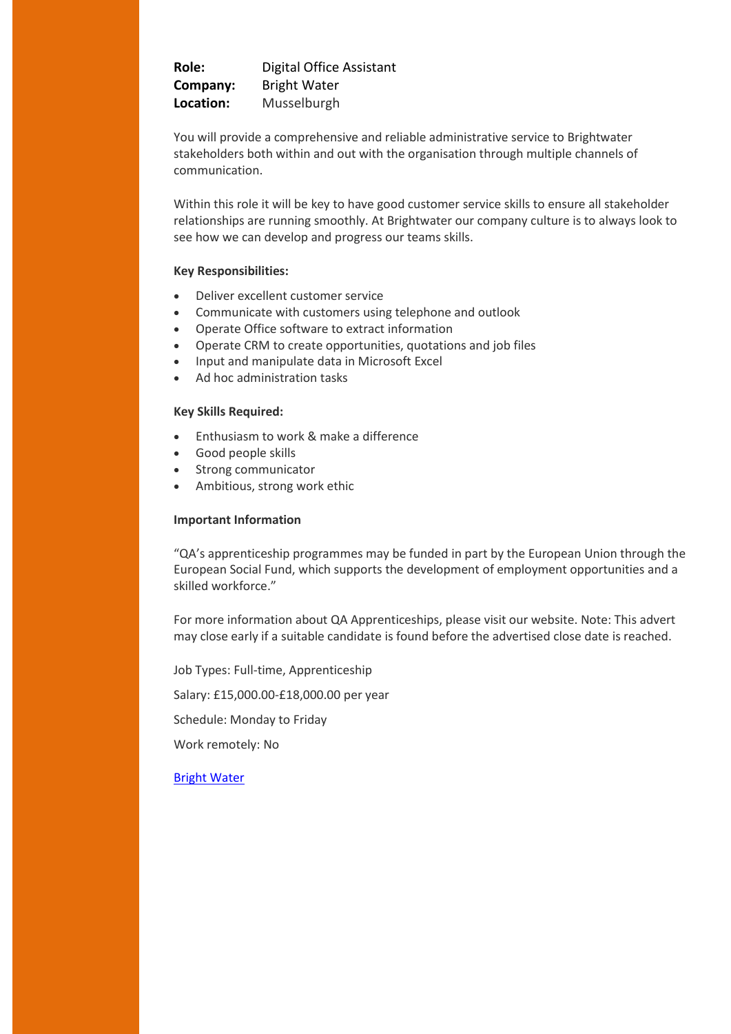**Role:** Digital Office Assistant
**Company:** Bright Water
**Location:** Musselburgh

You will provide a comprehensive and reliable administrative service to Brightwater stakeholders both within and out with the organisation through multiple channels of communication.

Within this role it will be key to have good customer service skills to ensure all stakeholder relationships are running smoothly. At Brightwater our company culture is to always look to see how we can develop and progress our teams skills.

**Key Responsibilities:**

- Deliver excellent customer service
- Communicate with customers using telephone and outlook
- Operate Office software to extract information
- Operate CRM to create opportunities, quotations and job files
- Input and manipulate data in Microsoft Excel
- Ad hoc administration tasks

**Key Skills Required:**

- Enthusiasm to work & make a difference
- Good people skills
- Strong communicator
- Ambitious, strong work ethic

**Important Information**

"QA's apprenticeship programmes may be funded in part by the European Union through the European Social Fund, which supports the development of employment opportunities and a skilled workforce."

For more information about QA Apprenticeships, please visit our website. Note: This advert may close early if a suitable candidate is found before the advertised close date is reached.

Job Types: Full-time, Apprenticeship

Salary: £15,000.00-£18,000.00 per year

Schedule: Monday to Friday

Work remotely: No

Bright Water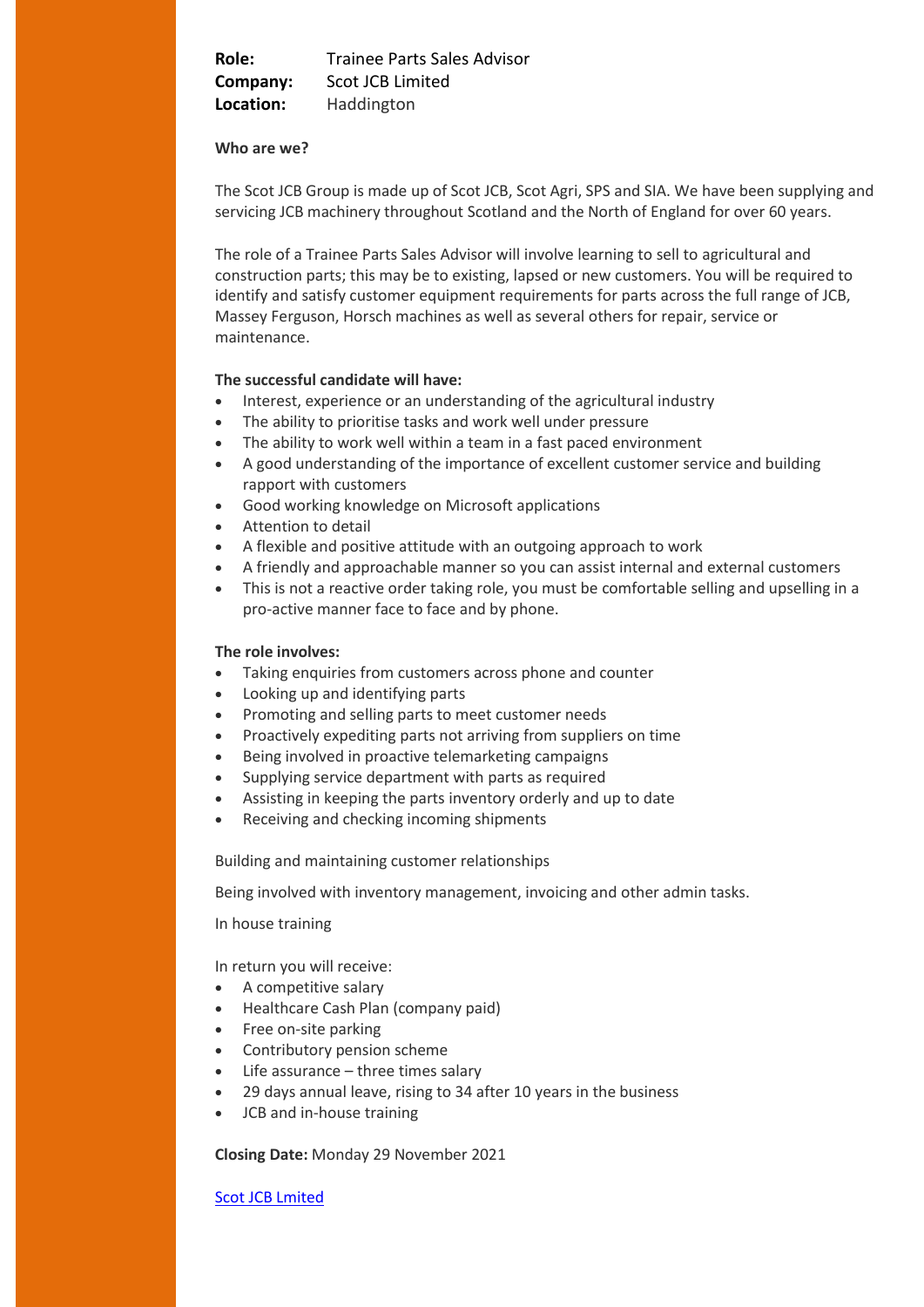**Role:** Trainee Parts Sales Advisor
**Company:** Scot JCB Limited
**Location:** Haddington

**Who are we?**

The Scot JCB Group is made up of Scot JCB, Scot Agri, SPS and SIA. We have been supplying and servicing JCB machinery throughout Scotland and the North of England for over 60 years.

The role of a Trainee Parts Sales Advisor will involve learning to sell to agricultural and construction parts; this may be to existing, lapsed or new customers. You will be required to identify and satisfy customer equipment requirements for parts across the full range of JCB, Massey Ferguson, Horsch machines as well as several others for repair, service or maintenance.

**The successful candidate will have:**

- Interest, experience or an understanding of the agricultural industry
- The ability to prioritise tasks and work well under pressure
- The ability to work well within a team in a fast paced environment
- A good understanding of the importance of excellent customer service and building rapport with customers
- Good working knowledge on Microsoft applications
- Attention to detail
- A flexible and positive attitude with an outgoing approach to work
- A friendly and approachable manner so you can assist internal and external customers
- This is not a reactive order taking role, you must be comfortable selling and upselling in a pro-active manner face to face and by phone.

**The role involves:**

- Taking enquiries from customers across phone and counter
- Looking up and identifying parts
- Promoting and selling parts to meet customer needs
- Proactively expediting parts not arriving from suppliers on time
- Being involved in proactive telemarketing campaigns
- Supplying service department with parts as required
- Assisting in keeping the parts inventory orderly and up to date
- Receiving and checking incoming shipments

Building and maintaining customer relationships

Being involved with inventory management, invoicing and other admin tasks.

In house training

In return you will receive:

- A competitive salary
- Healthcare Cash Plan (company paid)
- Free on-site parking
- Contributory pension scheme
- Life assurance – three times salary
- 29 days annual leave, rising to 34 after 10 years in the business
- JCB and in-house training

**Closing Date:** Monday 29 November 2021

Scot JCB Lmited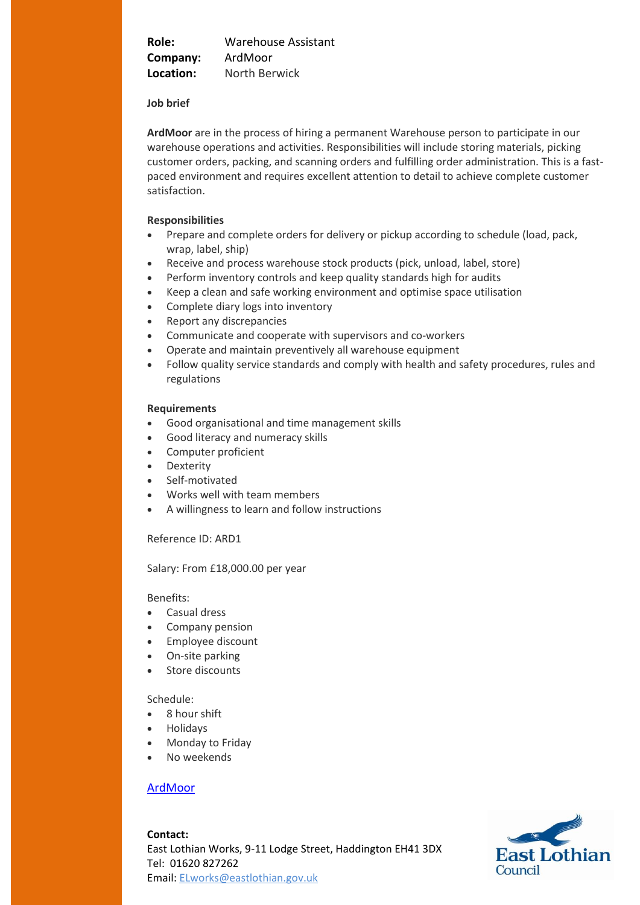**Role:** Warehouse Assistant
**Company:** ArdMoor
**Location:** North Berwick

**Job brief**

**ArdMoor** are in the process of hiring a permanent Warehouse person to participate in our warehouse operations and activities. Responsibilities will include storing materials, picking customer orders, packing, and scanning orders and fulfilling order administration. This is a fast-paced environment and requires excellent attention to detail to achieve complete customer satisfaction.

**Responsibilities**

- Prepare and complete orders for delivery or pickup according to schedule (load, pack, wrap, label, ship)
- Receive and process warehouse stock products (pick, unload, label, store)
- Perform inventory controls and keep quality standards high for audits
- Keep a clean and safe working environment and optimise space utilisation
- Complete diary logs into inventory
- Report any discrepancies
- Communicate and cooperate with supervisors and co-workers
- Operate and maintain preventively all warehouse equipment
- Follow quality service standards and comply with health and safety procedures, rules and regulations

**Requirements**

- Good organisational and time management skills
- Good literacy and numeracy skills
- Computer proficient
- Dexterity
- Self-motivated
- Works well with team members
- A willingness to learn and follow instructions

Reference ID: ARD1

Salary: From £18,000.00 per year

Benefits:

- Casual dress
- Company pension
- Employee discount
- On-site parking
- Store discounts

Schedule:

- 8 hour shift
- Holidays
- Monday to Friday
- No weekends

ArdMoor

**Contact:**
East Lothian Works, 9-11 Lodge Street, Haddington EH41 3DX
Tel: 01620 827262
Email: ELworks@eastlothian.gov.uk

East Lothian Council